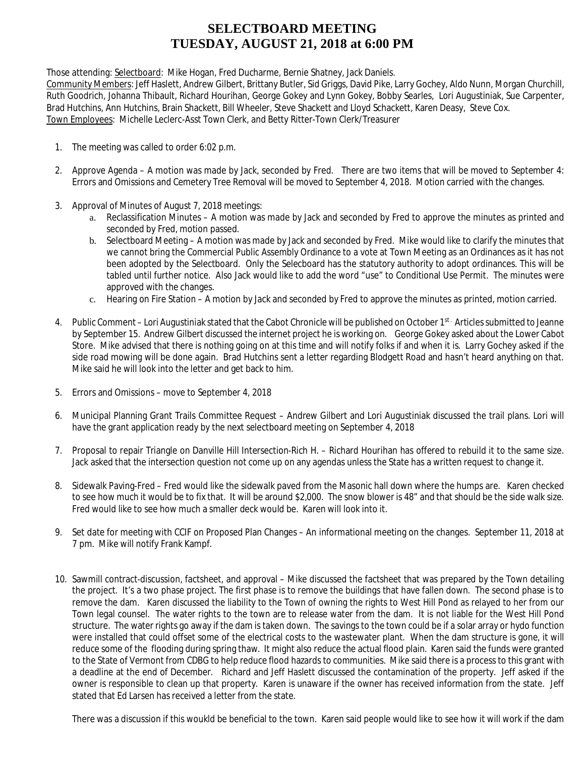# SELECTBOARD MEETING
# TUESDAY, AUGUST 21, 2018 at 6:00 PM

Those attending: Selectboard: Mike Hogan, Fred Ducharme, Bernie Shatney, Jack Daniels.
Community Members: Jeff Haslett, Andrew Gilbert, Brittany Butler, Sid Griggs, David Pike, Larry Gochey, Aldo Nunn, Morgan Churchill, Ruth Goodrich, Johanna Thibault, Richard Hourihan, George Gokey and Lynn Gokey, Bobby Searles, Lori Augustiniak, Sue Carpenter, Brad Hutchins, Ann Hutchins, Brain Shackett, Bill Wheeler, Steve Shackett and Lloyd Schackett, Karen Deasy, Steve Cox.
Town Employees: Michelle Leclerc-Asst Town Clerk, and Betty Ritter-Town Clerk/Treasurer

1. The meeting was called to order 6:02 p.m.

2. Approve Agenda – A motion was made by Jack, seconded by Fred. There are two items that will be moved to September 4: Errors and Omissions and Cemetery Tree Removal will be moved to September 4, 2018. Motion carried with the changes.

3. Approval of Minutes of August 7, 2018 meetings:
   a. Reclassification Minutes – A motion was made by Jack and seconded by Fred to approve the minutes as printed and seconded by Fred, motion passed.
   b. Selectboard Meeting – A motion was made by Jack and seconded by Fred. Mike would like to clarify the minutes that we cannot bring the Commercial Public Assembly Ordinance to a vote at Town Meeting as an Ordinances as it has not been adopted by the Selectboard. Only the Selecboard has the statutory authority to adopt ordinances. This will be tabled until further notice. Also Jack would like to add the word "use" to Conditional Use Permit. The minutes were approved with the changes.
   c. Hearing on Fire Station – A motion by Jack and seconded by Fred to approve the minutes as printed, motion carried.

4. Public Comment – Lori Augustiniak stated that the Cabot Chronicle will be published on October 1st. Articles submitted to Jeanne by September 15. Andrew Gilbert discussed the internet project he is working on. George Gokey asked about the Lower Cabot Store. Mike advised that there is nothing going on at this time and will notify folks if and when it is. Larry Gochey asked if the side road mowing will be done again. Brad Hutchins sent a letter regarding Blodgett Road and hasn't heard anything on that. Mike said he will look into the letter and get back to him.

5. Errors and Omissions – move to September 4, 2018

6. Municipal Planning Grant Trails Committee Request – Andrew Gilbert and Lori Augustiniak discussed the trail plans. Lori will have the grant application ready by the next selectboard meeting on September 4, 2018

7. Proposal to repair Triangle on Danville Hill Intersection-Rich H. – Richard Hourihan has offered to rebuild it to the same size. Jack asked that the intersection question not come up on any agendas unless the State has a written request to change it.

8. Sidewalk Paving-Fred – Fred would like the sidewalk paved from the Masonic hall down where the humps are. Karen checked to see how much it would be to fix that. It will be around $2,000. The snow blower is 48" and that should be the side walk size. Fred would like to see how much a smaller deck would be. Karen will look into it.

9. Set date for meeting with CCIF on Proposed Plan Changes – An informational meeting on the changes. September 11, 2018 at 7 pm. Mike will notify Frank Kampf.

10. Sawmill contract-discussion, factsheet, and approval – Mike discussed the factsheet that was prepared by the Town detailing the project. It's a two phase project. The first phase is to remove the buildings that have fallen down. The second phase is to remove the dam. Karen discussed the liability to the Town of owning the rights to West Hill Pond as relayed to her from our Town legal counsel. The water rights to the town are to release water from the dam. It is not liable for the West Hill Pond structure. The water rights go away if the dam is taken down. The savings to the town could be if a solar array or hydo function were installed that could offset some of the electrical costs to the wastewater plant. When the dam structure is gone, it will reduce some of the flooding during spring thaw. It might also reduce the actual flood plain. Karen said the funds were granted to the State of Vermont from CDBG to help reduce flood hazards to communities. Mike said there is a process to this grant with a deadline at the end of December. Richard and Jeff Haslett discussed the contamination of the property. Jeff asked if the owner is responsible to clean up that property. Karen is unaware if the owner has received information from the state. Jeff stated that Ed Larsen has received a letter from the state.

    There was a discussion if this woukld be beneficial to the town. Karen said people would like to see how it will work if the dam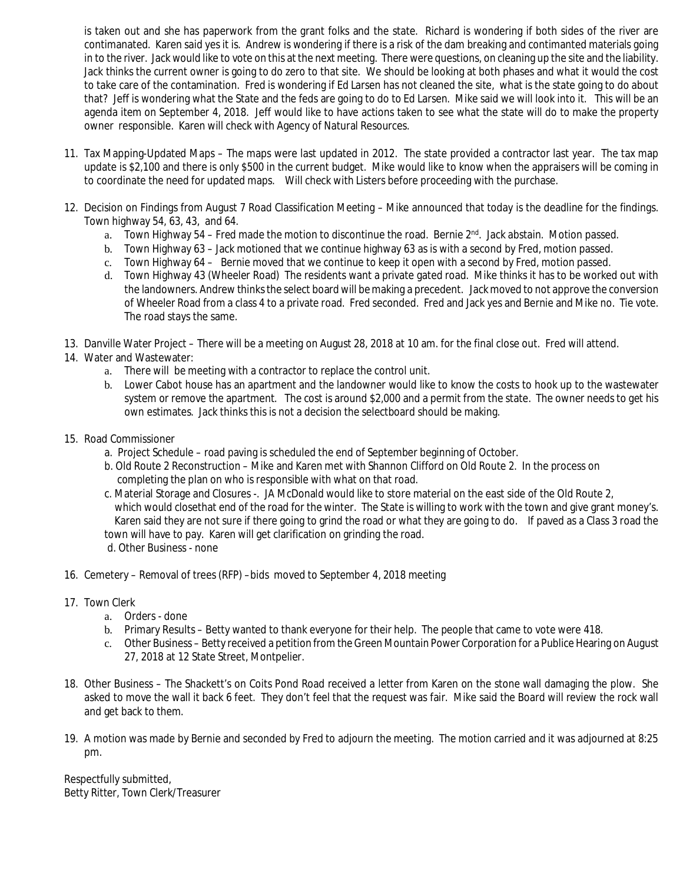is taken out and she has paperwork from the grant folks and the state. Richard is wondering if both sides of the river are continamanated. Karen said yes it is. Andrew is wondering if there is a risk of the dam breaking and contimanted materials going in to the river. Jack would like to vote on this at the next meeting. There were questions, on cleaning up the site and the liability. Jack thinks the current owner is going to do zero to that site. We should be looking at both phases and what it would the cost to take care of the contamination. Fred is wondering if Ed Larsen has not cleaned the site, what is the state going to do about that? Jeff is wondering what the State and the feds are going to do to Ed Larsen. Mike said we will look into it. This will be an agenda item on September 4, 2018. Jeff would like to have actions taken to see what the state will do to make the property owner responsible. Karen will check with Agency of Natural Resources.

11. Tax Mapping-Updated Maps – The maps were last updated in 2012. The state provided a contractor last year. The tax map update is $2,100 and there is only $500 in the current budget. Mike would like to know when the appraisers will be coming in to coordinate the need for updated maps. Will check with Listers before proceeding with the purchase.

12. Decision on Findings from August 7 Road Classification Meeting – Mike announced that today is the deadline for the findings. Town highway 54, 63, 43, and 64.
    a. Town Highway 54 – Fred made the motion to discontinue the road. Bernie 2nd. Jack abstain. Motion passed.
    b. Town Highway 63 – Jack motioned that we continue highway 63 as is with a second by Fred, motion passed.
    c. Town Highway 64 – Bernie moved that we continue to keep it open with a second by Fred, motion passed.
    d. Town Highway 43 (Wheeler Road) The residents want a private gated road. Mike thinks it has to be worked out with the landowners. Andrew thinks the select board will be making a precedent. Jack moved to not approve the conversion of Wheeler Road from a class 4 to a private road. Fred seconded. Fred and Jack yes and Bernie and Mike no. Tie vote. The road stays the same.

13. Danville Water Project – There will be a meeting on August 28, 2018 at 10 am. for the final close out. Fred will attend.

14. Water and Wastewater:
    a. There will be meeting with a contractor to replace the control unit.
    b. Lower Cabot house has an apartment and the landowner would like to know the costs to hook up to the wastewater system or remove the apartment. The cost is around $2,000 and a permit from the state. The owner needs to get his own estimates. Jack thinks this is not a decision the selectboard should be making.

15. Road Commissioner
    a. Project Schedule – road paving is scheduled the end of September beginning of October.
    b. Old Route 2 Reconstruction – Mike and Karen met with Shannon Clifford on Old Route 2. In the process on completing the plan on who is responsible with what on that road.
    c. Material Storage and Closures -. JA McDonald would like to store material on the east side of the Old Route 2, which would closethat end of the road for the winter. The State is willing to work with the town and give grant money's. Karen said they are not sure if there going to grind the road or what they are going to do. If paved as a Class 3 road the town will have to pay. Karen will get clarification on grinding the road.
    d. Other Business - none

16. Cemetery – Removal of trees (RFP) –bids moved to September 4, 2018 meeting

17. Town Clerk
    a. Orders - done
    b. Primary Results – Betty wanted to thank everyone for their help. The people that came to vote were 418.
    c. Other Business – Betty received a petition from the Green Mountain Power Corporation for a Publice Hearing on August 27, 2018 at 12 State Street, Montpelier.

18. Other Business – The Shackett's on Coits Pond Road received a letter from Karen on the stone wall damaging the plow. She asked to move the wall it back 6 feet. They don't feel that the request was fair. Mike said the Board will review the rock wall and get back to them.

19. A motion was made by Bernie and seconded by Fred to adjourn the meeting. The motion carried and it was adjourned at 8:25 pm.

Respectfully submitted,
Betty Ritter, Town Clerk/Treasurer